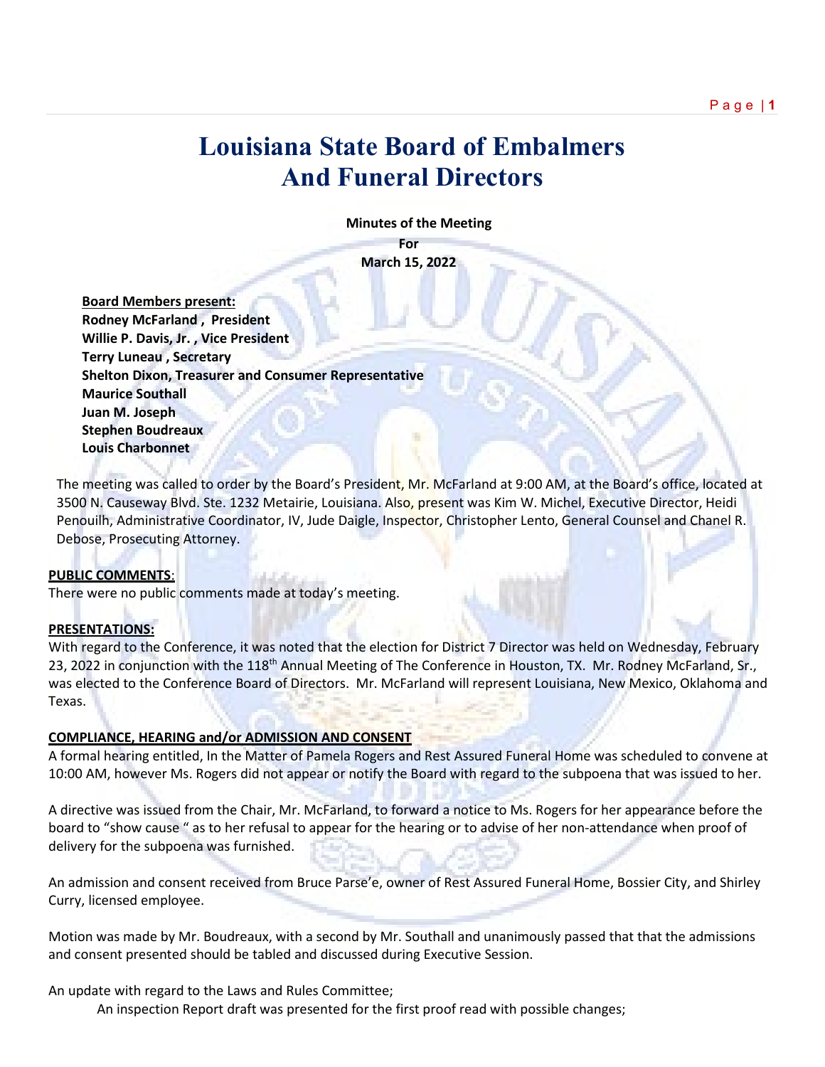# Louisiana State Board of Embalmers And Funeral Directors

**Minutes of the Meeting**
**For**
**March 15, 2022**

**Board Members present:**
**Rodney McFarland , President**
**Willie P. Davis, Jr. , Vice President**
**Terry Luneau , Secretary**
**Shelton Dixon, Treasurer and Consumer Representative**
**Maurice Southall**
**Juan M. Joseph**
**Stephen Boudreaux**
**Louis Charbonnet**

The meeting was called to order by the Board's President, Mr. McFarland at 9:00 AM, at the Board's office, located at 3500 N. Causeway Blvd. Ste. 1232 Metairie, Louisiana. Also, present was Kim W. Michel, Executive Director, Heidi Penouilh, Administrative Coordinator, IV, Jude Daigle, Inspector, Christopher Lento, General Counsel and Chanel R. Debose, Prosecuting Attorney.

**PUBLIC COMMENTS**:
There were no public comments made at today's meeting.

**PRESENTATIONS:**
With regard to the Conference, it was noted that the election for District 7 Director was held on Wednesday, February 23, 2022 in conjunction with the 118th Annual Meeting of The Conference in Houston, TX. Mr. Rodney McFarland, Sr., was elected to the Conference Board of Directors. Mr. McFarland will represent Louisiana, New Mexico, Oklahoma and Texas.

**COMPLIANCE, HEARING and/or ADMISSION AND CONSENT**
A formal hearing entitled, In the Matter of Pamela Rogers and Rest Assured Funeral Home was scheduled to convene at 10:00 AM, however Ms. Rogers did not appear or notify the Board with regard to the subpoena that was issued to her.

A directive was issued from the Chair, Mr. McFarland, to forward a notice to Ms. Rogers for her appearance before the board to "show cause " as to her refusal to appear for the hearing or to advise of her non-attendance when proof of delivery for the subpoena was furnished.

An admission and consent received from Bruce Parse'e, owner of Rest Assured Funeral Home, Bossier City, and Shirley Curry, licensed employee.

Motion was made by Mr. Boudreaux, with a second by Mr. Southall and unanimously passed that that the admissions and consent presented should be tabled and discussed during Executive Session.

An update with regard to the Laws and Rules Committee;

An inspection Report draft was presented for the first proof read with possible changes;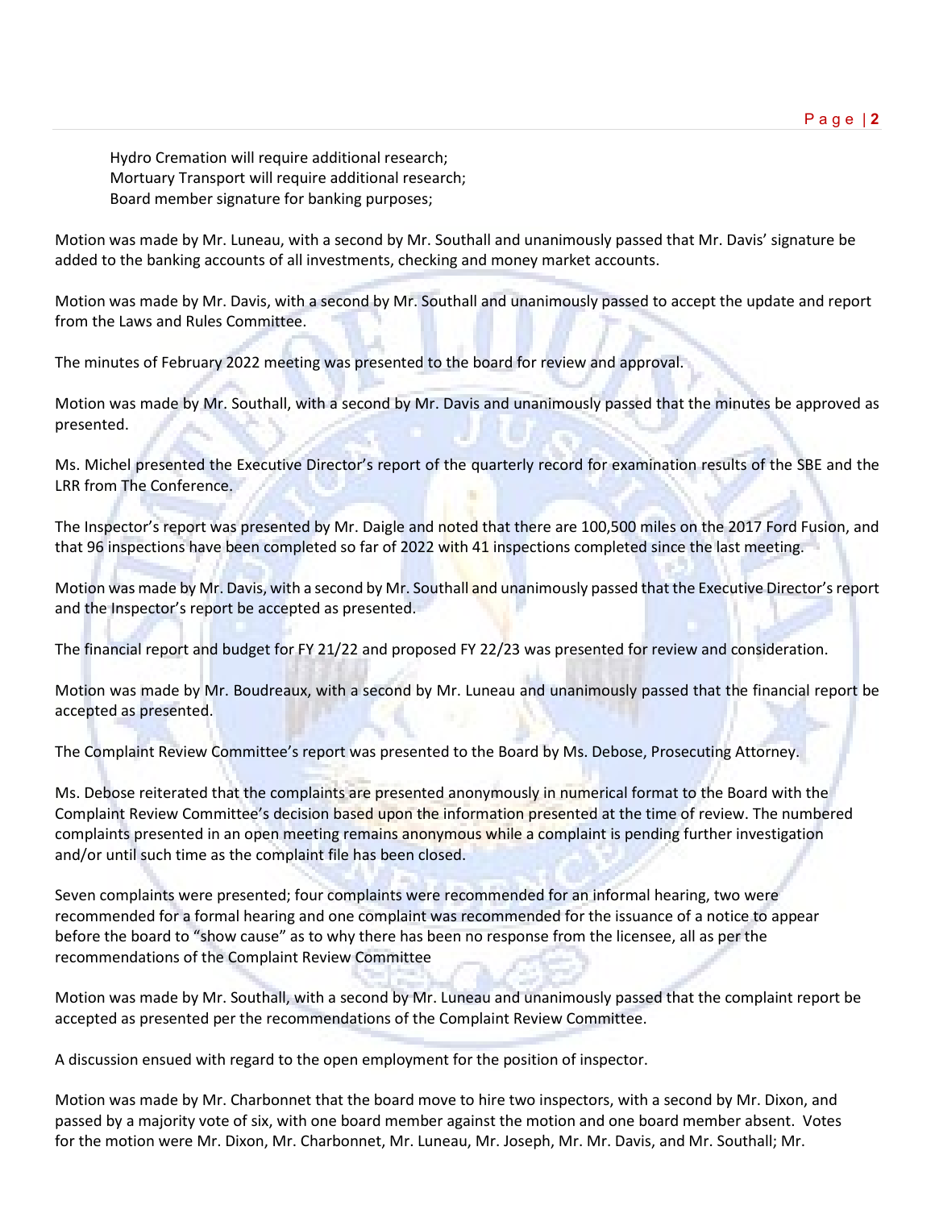Hydro Cremation will require additional research;
Mortuary Transport will require additional research;
Board member signature for banking purposes;

Motion was made by Mr. Luneau, with a second by Mr. Southall and unanimously passed that Mr. Davis' signature be added to the banking accounts of all investments, checking and money market accounts.

Motion was made by Mr. Davis, with a second by Mr. Southall and unanimously passed to accept the update and report from the Laws and Rules Committee.

The minutes of February 2022 meeting was presented to the board for review and approval.

Motion was made by Mr. Southall, with a second by Mr. Davis and unanimously passed that the minutes be approved as presented.

Ms. Michel presented the Executive Director's report of the quarterly record for examination results of the SBE and the LRR from The Conference.

The Inspector's report was presented by Mr. Daigle and noted that there are 100,500 miles on the 2017 Ford Fusion, and that 96 inspections have been completed so far of 2022 with 41 inspections completed since the last meeting.

Motion was made by Mr. Davis, with a second by Mr. Southall and unanimously passed that the Executive Director's report and the Inspector's report be accepted as presented.

The financial report and budget for FY 21/22 and proposed FY 22/23 was presented for review and consideration.

Motion was made by Mr. Boudreaux, with a second by Mr. Luneau and unanimously passed that the financial report be accepted as presented.

The Complaint Review Committee's report was presented to the Board by Ms. Debose, Prosecuting Attorney.

Ms. Debose reiterated that the complaints are presented anonymously in numerical format to the Board with the Complaint Review Committee's decision based upon the information presented at the time of review. The numbered complaints presented in an open meeting remains anonymous while a complaint is pending further investigation and/or until such time as the complaint file has been closed.

Seven complaints were presented; four complaints were recommended for an informal hearing, two were recommended for a formal hearing and one complaint was recommended for the issuance of a notice to appear before the board to "show cause" as to why there has been no response from the licensee, all as per the recommendations of the Complaint Review Committee

Motion was made by Mr. Southall, with a second by Mr. Luneau and unanimously passed that the complaint report be accepted as presented per the recommendations of the Complaint Review Committee.

A discussion ensued with regard to the open employment for the position of inspector.

Motion was made by Mr. Charbonnet that the board move to hire two inspectors, with a second by Mr. Dixon, and passed by a majority vote of six, with one board member against the motion and one board member absent. Votes for the motion were Mr. Dixon, Mr. Charbonnet, Mr. Luneau, Mr. Joseph, Mr. Mr. Davis, and Mr. Southall; Mr.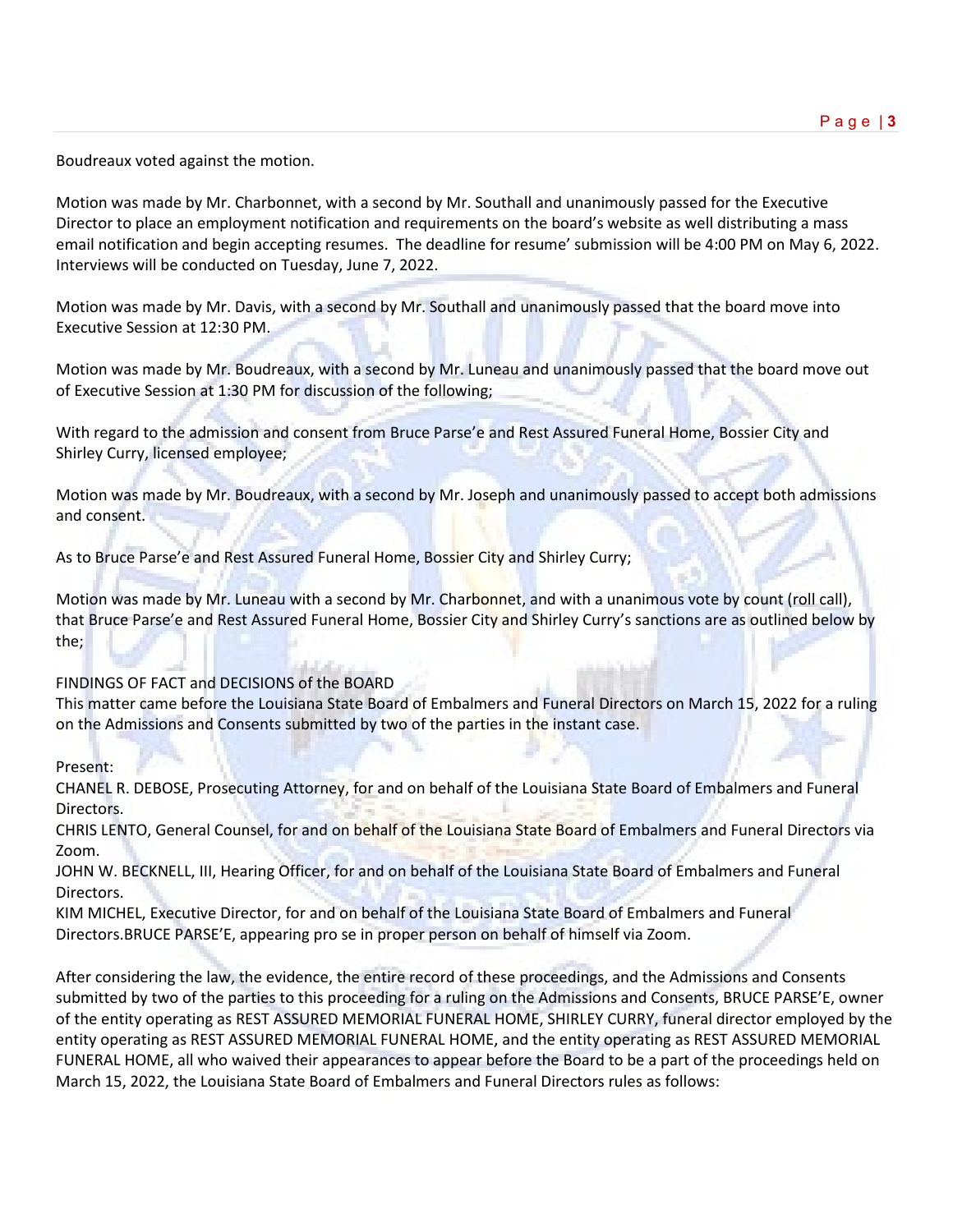Boudreaux voted against the motion.

Motion was made by Mr. Charbonnet, with a second by Mr. Southall and unanimously passed for the Executive Director to place an employment notification and requirements on the board's website as well distributing a mass email notification and begin accepting resumes. The deadline for resume' submission will be 4:00 PM on May 6, 2022. Interviews will be conducted on Tuesday, June 7, 2022.

Motion was made by Mr. Davis, with a second by Mr. Southall and unanimously passed that the board move into Executive Session at 12:30 PM.

Motion was made by Mr. Boudreaux, with a second by Mr. Luneau and unanimously passed that the board move out of Executive Session at 1:30 PM for discussion of the following;

With regard to the admission and consent from Bruce Parse'e and Rest Assured Funeral Home, Bossier City and Shirley Curry, licensed employee;

Motion was made by Mr. Boudreaux, with a second by Mr. Joseph and unanimously passed to accept both admissions and consent.

As to Bruce Parse'e and Rest Assured Funeral Home, Bossier City and Shirley Curry;

Motion was made by Mr. Luneau with a second by Mr. Charbonnet, and with a unanimous vote by count (roll call), that Bruce Parse'e and Rest Assured Funeral Home, Bossier City and Shirley Curry's sanctions are as outlined below by the;

FINDINGS OF FACT and DECISIONS of the BOARD
This matter came before the Louisiana State Board of Embalmers and Funeral Directors on March 15, 2022 for a ruling on the Admissions and Consents submitted by two of the parties in the instant case.

Present:
CHANEL R. DEBOSE, Prosecuting Attorney, for and on behalf of the Louisiana State Board of Embalmers and Funeral Directors.
CHRIS LENTO, General Counsel, for and on behalf of the Louisiana State Board of Embalmers and Funeral Directors via Zoom.
JOHN W. BECKNELL, III, Hearing Officer, for and on behalf of the Louisiana State Board of Embalmers and Funeral Directors.
KIM MICHEL, Executive Director, for and on behalf of the Louisiana State Board of Embalmers and Funeral Directors.BRUCE PARSE'E, appearing pro se in proper person on behalf of himself via Zoom.

After considering the law, the evidence, the entire record of these proceedings, and the Admissions and Consents submitted by two of the parties to this proceeding for a ruling on the Admissions and Consents, BRUCE PARSE'E, owner of the entity operating as REST ASSURED MEMORIAL FUNERAL HOME, SHIRLEY CURRY, funeral director employed by the entity operating as REST ASSURED MEMORIAL FUNERAL HOME, and the entity operating as REST ASSURED MEMORIAL FUNERAL HOME, all who waived their appearances to appear before the Board to be a part of the proceedings held on March 15, 2022, the Louisiana State Board of Embalmers and Funeral Directors rules as follows: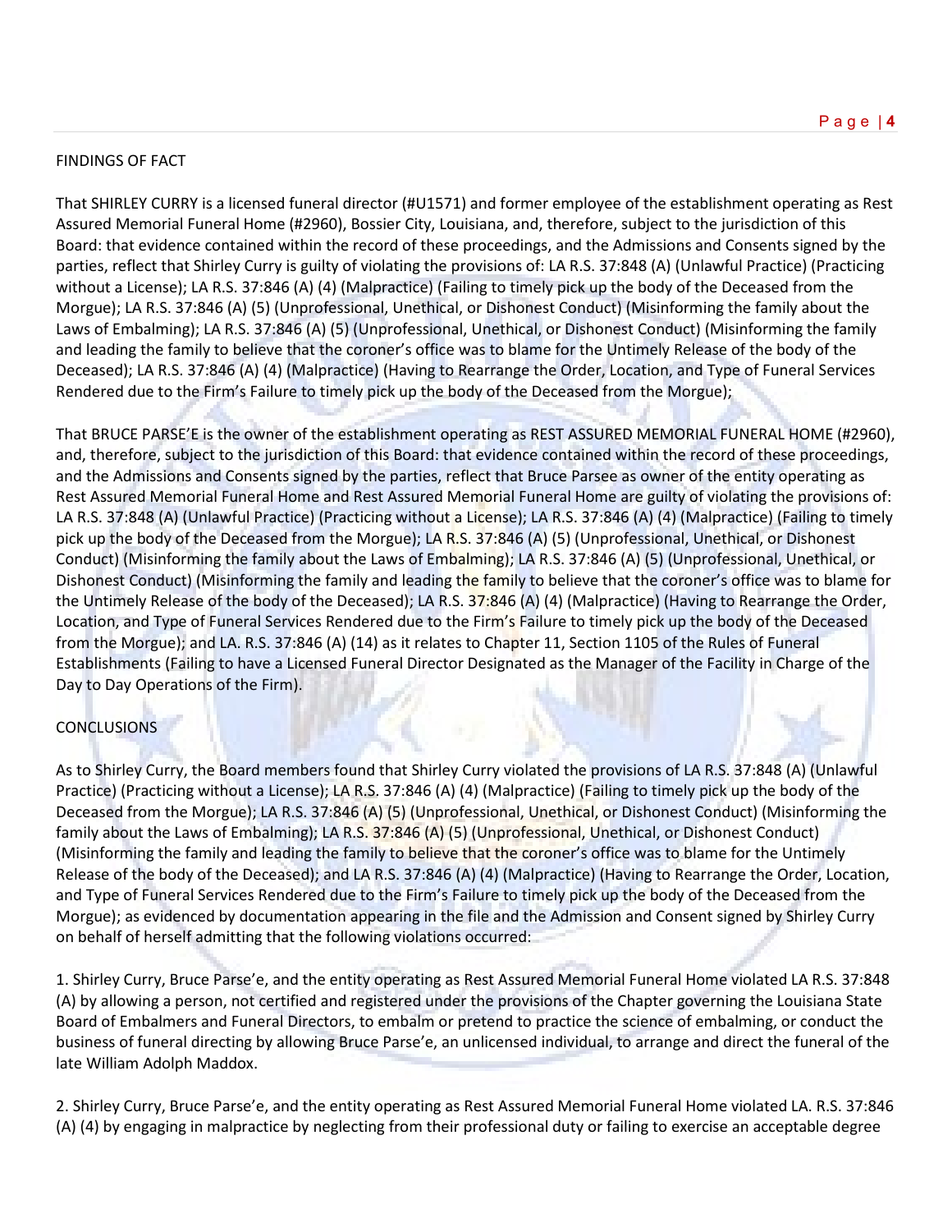FINDINGS OF FACT

That SHIRLEY CURRY is a licensed funeral director (#U1571) and former employee of the establishment operating as Rest Assured Memorial Funeral Home (#2960), Bossier City, Louisiana, and, therefore, subject to the jurisdiction of this Board: that evidence contained within the record of these proceedings, and the Admissions and Consents signed by the parties, reflect that Shirley Curry is guilty of violating the provisions of: LA R.S. 37:848 (A) (Unlawful Practice) (Practicing without a License); LA R.S. 37:846 (A) (4) (Malpractice) (Failing to timely pick up the body of the Deceased from the Morgue); LA R.S. 37:846 (A) (5) (Unprofessional, Unethical, or Dishonest Conduct) (Misinforming the family about the Laws of Embalming); LA R.S. 37:846 (A) (5) (Unprofessional, Unethical, or Dishonest Conduct) (Misinforming the family and leading the family to believe that the coroner's office was to blame for the Untimely Release of the body of the Deceased); LA R.S. 37:846 (A) (4) (Malpractice) (Having to Rearrange the Order, Location, and Type of Funeral Services Rendered due to the Firm's Failure to timely pick up the body of the Deceased from the Morgue);

That BRUCE PARSE'E is the owner of the establishment operating as REST ASSURED MEMORIAL FUNERAL HOME (#2960), and, therefore, subject to the jurisdiction of this Board: that evidence contained within the record of these proceedings, and the Admissions and Consents signed by the parties, reflect that Bruce Parsee as owner of the entity operating as Rest Assured Memorial Funeral Home and Rest Assured Memorial Funeral Home are guilty of violating the provisions of: LA R.S. 37:848 (A) (Unlawful Practice) (Practicing without a License); LA R.S. 37:846 (A) (4) (Malpractice) (Failing to timely pick up the body of the Deceased from the Morgue); LA R.S. 37:846 (A) (5) (Unprofessional, Unethical, or Dishonest Conduct) (Misinforming the family about the Laws of Embalming); LA R.S. 37:846 (A) (5) (Unprofessional, Unethical, or Dishonest Conduct) (Misinforming the family and leading the family to believe that the coroner's office was to blame for the Untimely Release of the body of the Deceased); LA R.S. 37:846 (A) (4) (Malpractice) (Having to Rearrange the Order, Location, and Type of Funeral Services Rendered due to the Firm's Failure to timely pick up the body of the Deceased from the Morgue); and LA. R.S. 37:846 (A) (14) as it relates to Chapter 11, Section 1105 of the Rules of Funeral Establishments (Failing to have a Licensed Funeral Director Designated as the Manager of the Facility in Charge of the Day to Day Operations of the Firm).

CONCLUSIONS

As to Shirley Curry, the Board members found that Shirley Curry violated the provisions of LA R.S. 37:848 (A) (Unlawful Practice) (Practicing without a License); LA R.S. 37:846 (A) (4) (Malpractice) (Failing to timely pick up the body of the Deceased from the Morgue); LA R.S. 37:846 (A) (5) (Unprofessional, Unethical, or Dishonest Conduct) (Misinforming the family about the Laws of Embalming); LA R.S. 37:846 (A) (5) (Unprofessional, Unethical, or Dishonest Conduct) (Misinforming the family and leading the family to believe that the coroner's office was to blame for the Untimely Release of the body of the Deceased); and LA R.S. 37:846 (A) (4) (Malpractice) (Having to Rearrange the Order, Location, and Type of Funeral Services Rendered due to the Firm's Failure to timely pick up the body of the Deceased from the Morgue); as evidenced by documentation appearing in the file and the Admission and Consent signed by Shirley Curry on behalf of herself admitting that the following violations occurred:

1. Shirley Curry, Bruce Parse'e, and the entity operating as Rest Assured Memorial Funeral Home violated LA R.S. 37:848 (A) by allowing a person, not certified and registered under the provisions of the Chapter governing the Louisiana State Board of Embalmers and Funeral Directors, to embalm or pretend to practice the science of embalming, or conduct the business of funeral directing by allowing Bruce Parse'e, an unlicensed individual, to arrange and direct the funeral of the late William Adolph Maddox.

2. Shirley Curry, Bruce Parse'e, and the entity operating as Rest Assured Memorial Funeral Home violated LA. R.S. 37:846 (A) (4) by engaging in malpractice by neglecting from their professional duty or failing to exercise an acceptable degree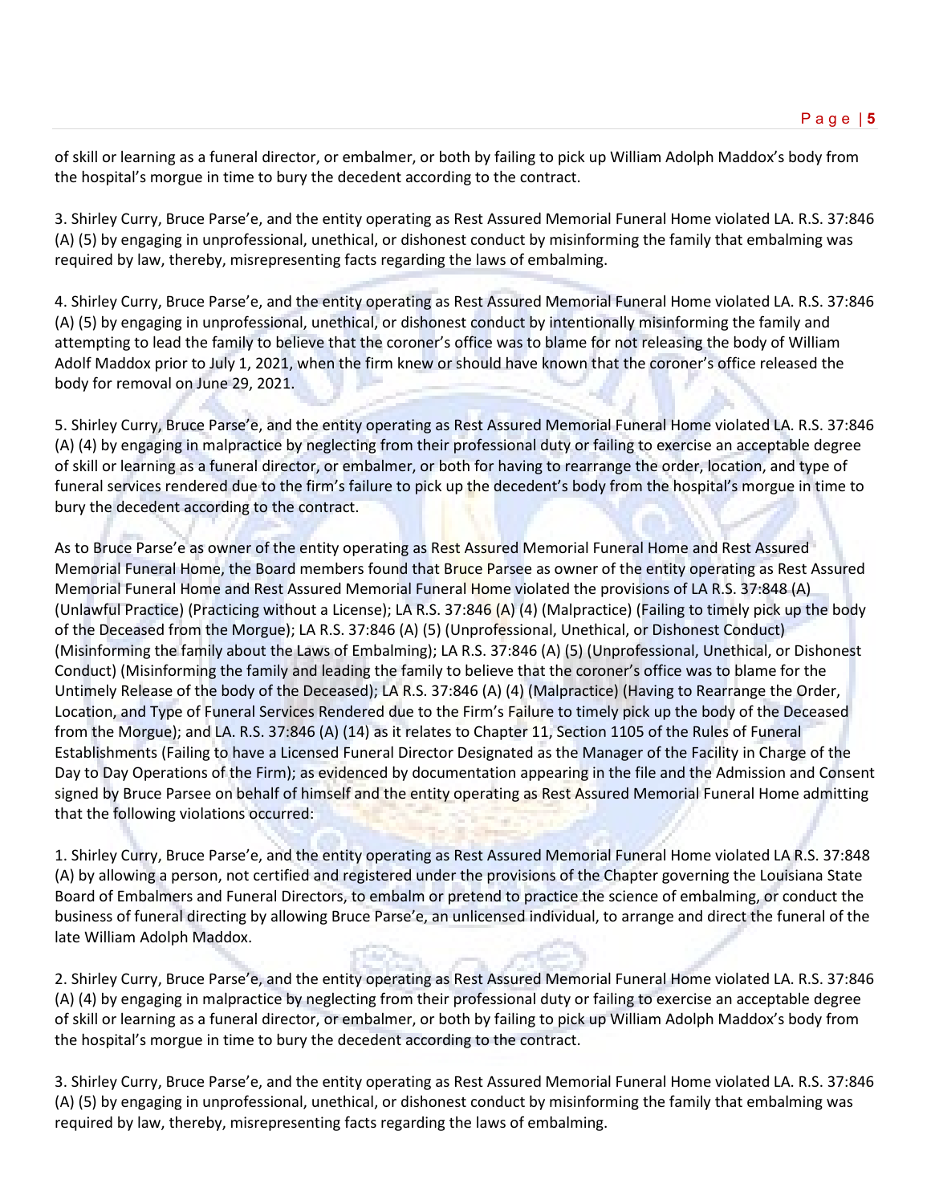of skill or learning as a funeral director, or embalmer, or both by failing to pick up William Adolph Maddox's body from the hospital's morgue in time to bury the decedent according to the contract.

3. Shirley Curry, Bruce Parse'e, and the entity operating as Rest Assured Memorial Funeral Home violated LA. R.S. 37:846 (A) (5) by engaging in unprofessional, unethical, or dishonest conduct by misinforming the family that embalming was required by law, thereby, misrepresenting facts regarding the laws of embalming.

4. Shirley Curry, Bruce Parse'e, and the entity operating as Rest Assured Memorial Funeral Home violated LA. R.S. 37:846 (A) (5) by engaging in unprofessional, unethical, or dishonest conduct by intentionally misinforming the family and attempting to lead the family to believe that the coroner's office was to blame for not releasing the body of William Adolf Maddox prior to July 1, 2021, when the firm knew or should have known that the coroner's office released the body for removal on June 29, 2021.

5. Shirley Curry, Bruce Parse'e, and the entity operating as Rest Assured Memorial Funeral Home violated LA. R.S. 37:846 (A) (4) by engaging in malpractice by neglecting from their professional duty or failing to exercise an acceptable degree of skill or learning as a funeral director, or embalmer, or both for having to rearrange the order, location, and type of funeral services rendered due to the firm's failure to pick up the decedent's body from the hospital's morgue in time to bury the decedent according to the contract.

As to Bruce Parse'e as owner of the entity operating as Rest Assured Memorial Funeral Home and Rest Assured Memorial Funeral Home, the Board members found that Bruce Parsee as owner of the entity operating as Rest Assured Memorial Funeral Home and Rest Assured Memorial Funeral Home violated the provisions of LA R.S. 37:848 (A) (Unlawful Practice) (Practicing without a License); LA R.S. 37:846 (A) (4) (Malpractice) (Failing to timely pick up the body of the Deceased from the Morgue); LA R.S. 37:846 (A) (5) (Unprofessional, Unethical, or Dishonest Conduct) (Misinforming the family about the Laws of Embalming); LA R.S. 37:846 (A) (5) (Unprofessional, Unethical, or Dishonest Conduct) (Misinforming the family and leading the family to believe that the coroner's office was to blame for the Untimely Release of the body of the Deceased); LA R.S. 37:846 (A) (4) (Malpractice) (Having to Rearrange the Order, Location, and Type of Funeral Services Rendered due to the Firm's Failure to timely pick up the body of the Deceased from the Morgue); and LA. R.S. 37:846 (A) (14) as it relates to Chapter 11, Section 1105 of the Rules of Funeral Establishments (Failing to have a Licensed Funeral Director Designated as the Manager of the Facility in Charge of the Day to Day Operations of the Firm); as evidenced by documentation appearing in the file and the Admission and Consent signed by Bruce Parsee on behalf of himself and the entity operating as Rest Assured Memorial Funeral Home admitting that the following violations occurred:

1. Shirley Curry, Bruce Parse'e, and the entity operating as Rest Assured Memorial Funeral Home violated LA R.S. 37:848 (A) by allowing a person, not certified and registered under the provisions of the Chapter governing the Louisiana State Board of Embalmers and Funeral Directors, to embalm or pretend to practice the science of embalming, or conduct the business of funeral directing by allowing Bruce Parse'e, an unlicensed individual, to arrange and direct the funeral of the late William Adolph Maddox.

2. Shirley Curry, Bruce Parse'e, and the entity operating as Rest Assured Memorial Funeral Home violated LA. R.S. 37:846 (A) (4) by engaging in malpractice by neglecting from their professional duty or failing to exercise an acceptable degree of skill or learning as a funeral director, or embalmer, or both by failing to pick up William Adolph Maddox's body from the hospital's morgue in time to bury the decedent according to the contract.

3. Shirley Curry, Bruce Parse'e, and the entity operating as Rest Assured Memorial Funeral Home violated LA. R.S. 37:846 (A) (5) by engaging in unprofessional, unethical, or dishonest conduct by misinforming the family that embalming was required by law, thereby, misrepresenting facts regarding the laws of embalming.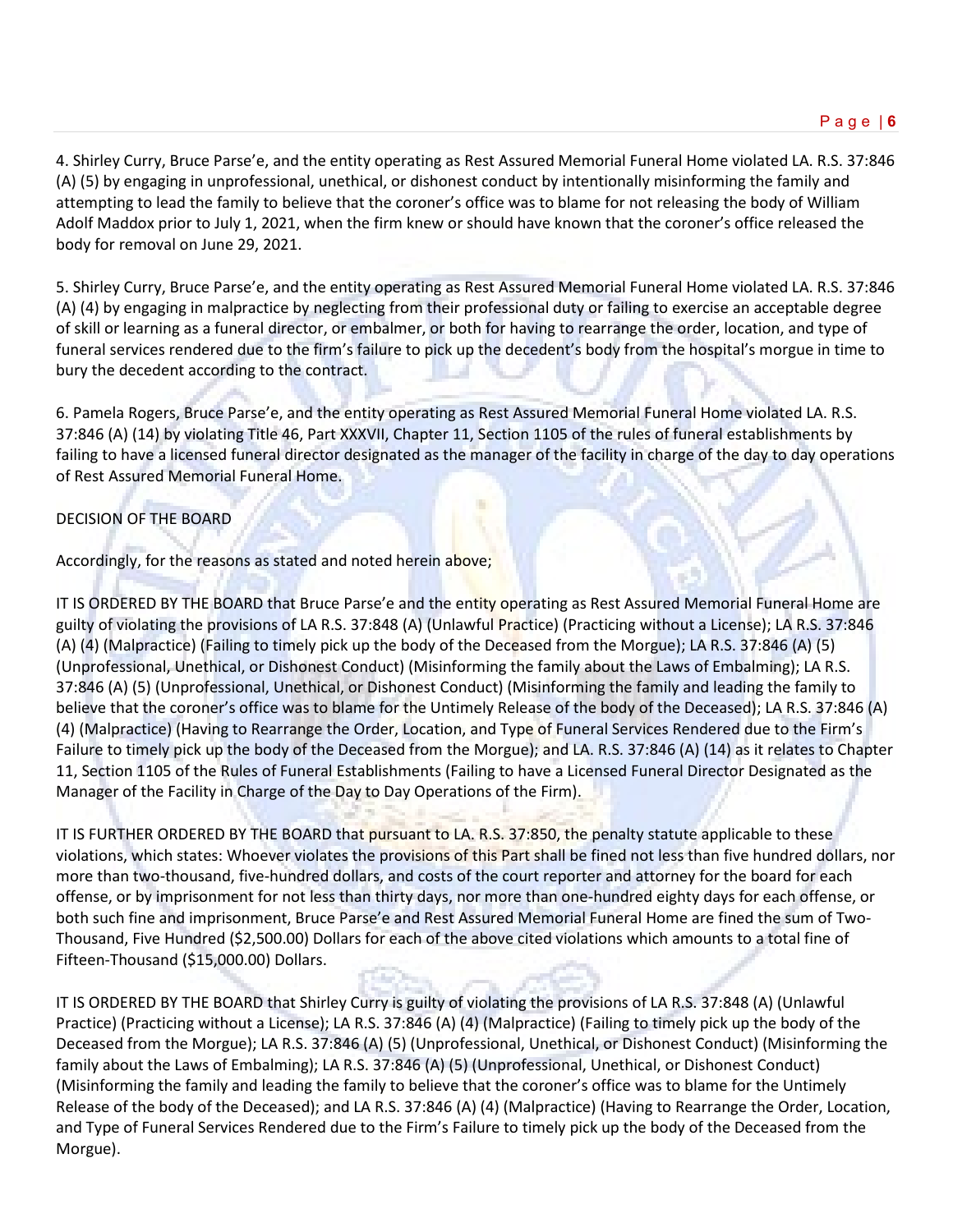4. Shirley Curry, Bruce Parse'e, and the entity operating as Rest Assured Memorial Funeral Home violated LA. R.S. 37:846 (A) (5) by engaging in unprofessional, unethical, or dishonest conduct by intentionally misinforming the family and attempting to lead the family to believe that the coroner's office was to blame for not releasing the body of William Adolf Maddox prior to July 1, 2021, when the firm knew or should have known that the coroner's office released the body for removal on June 29, 2021.

5. Shirley Curry, Bruce Parse'e, and the entity operating as Rest Assured Memorial Funeral Home violated LA. R.S. 37:846 (A) (4) by engaging in malpractice by neglecting from their professional duty or failing to exercise an acceptable degree of skill or learning as a funeral director, or embalmer, or both for having to rearrange the order, location, and type of funeral services rendered due to the firm's failure to pick up the decedent's body from the hospital's morgue in time to bury the decedent according to the contract.

6. Pamela Rogers, Bruce Parse'e, and the entity operating as Rest Assured Memorial Funeral Home violated LA. R.S. 37:846 (A) (14) by violating Title 46, Part XXXVII, Chapter 11, Section 1105 of the rules of funeral establishments by failing to have a licensed funeral director designated as the manager of the facility in charge of the day to day operations of Rest Assured Memorial Funeral Home.

DECISION OF THE BOARD

Accordingly, for the reasons as stated and noted herein above;

IT IS ORDERED BY THE BOARD that Bruce Parse'e and the entity operating as Rest Assured Memorial Funeral Home are guilty of violating the provisions of LA R.S. 37:848 (A) (Unlawful Practice) (Practicing without a License); LA R.S. 37:846 (A) (4) (Malpractice) (Failing to timely pick up the body of the Deceased from the Morgue); LA R.S. 37:846 (A) (5) (Unprofessional, Unethical, or Dishonest Conduct) (Misinforming the family about the Laws of Embalming); LA R.S. 37:846 (A) (5) (Unprofessional, Unethical, or Dishonest Conduct) (Misinforming the family and leading the family to believe that the coroner's office was to blame for the Untimely Release of the body of the Deceased); LA R.S. 37:846 (A) (4) (Malpractice) (Having to Rearrange the Order, Location, and Type of Funeral Services Rendered due to the Firm's Failure to timely pick up the body of the Deceased from the Morgue); and LA. R.S. 37:846 (A) (14) as it relates to Chapter 11, Section 1105 of the Rules of Funeral Establishments (Failing to have a Licensed Funeral Director Designated as the Manager of the Facility in Charge of the Day to Day Operations of the Firm).

IT IS FURTHER ORDERED BY THE BOARD that pursuant to LA. R.S. 37:850, the penalty statute applicable to these violations, which states: Whoever violates the provisions of this Part shall be fined not less than five hundred dollars, nor more than two-thousand, five-hundred dollars, and costs of the court reporter and attorney for the board for each offense, or by imprisonment for not less than thirty days, nor more than one-hundred eighty days for each offense, or both such fine and imprisonment, Bruce Parse'e and Rest Assured Memorial Funeral Home are fined the sum of Two-Thousand, Five Hundred ($2,500.00) Dollars for each of the above cited violations which amounts to a total fine of Fifteen-Thousand ($15,000.00) Dollars.

IT IS ORDERED BY THE BOARD that Shirley Curry is guilty of violating the provisions of LA R.S. 37:848 (A) (Unlawful Practice) (Practicing without a License); LA R.S. 37:846 (A) (4) (Malpractice) (Failing to timely pick up the body of the Deceased from the Morgue); LA R.S. 37:846 (A) (5) (Unprofessional, Unethical, or Dishonest Conduct) (Misinforming the family about the Laws of Embalming); LA R.S. 37:846 (A) (5) (Unprofessional, Unethical, or Dishonest Conduct) (Misinforming the family and leading the family to believe that the coroner's office was to blame for the Untimely Release of the body of the Deceased); and LA R.S. 37:846 (A) (4) (Malpractice) (Having to Rearrange the Order, Location, and Type of Funeral Services Rendered due to the Firm's Failure to timely pick up the body of the Deceased from the Morgue).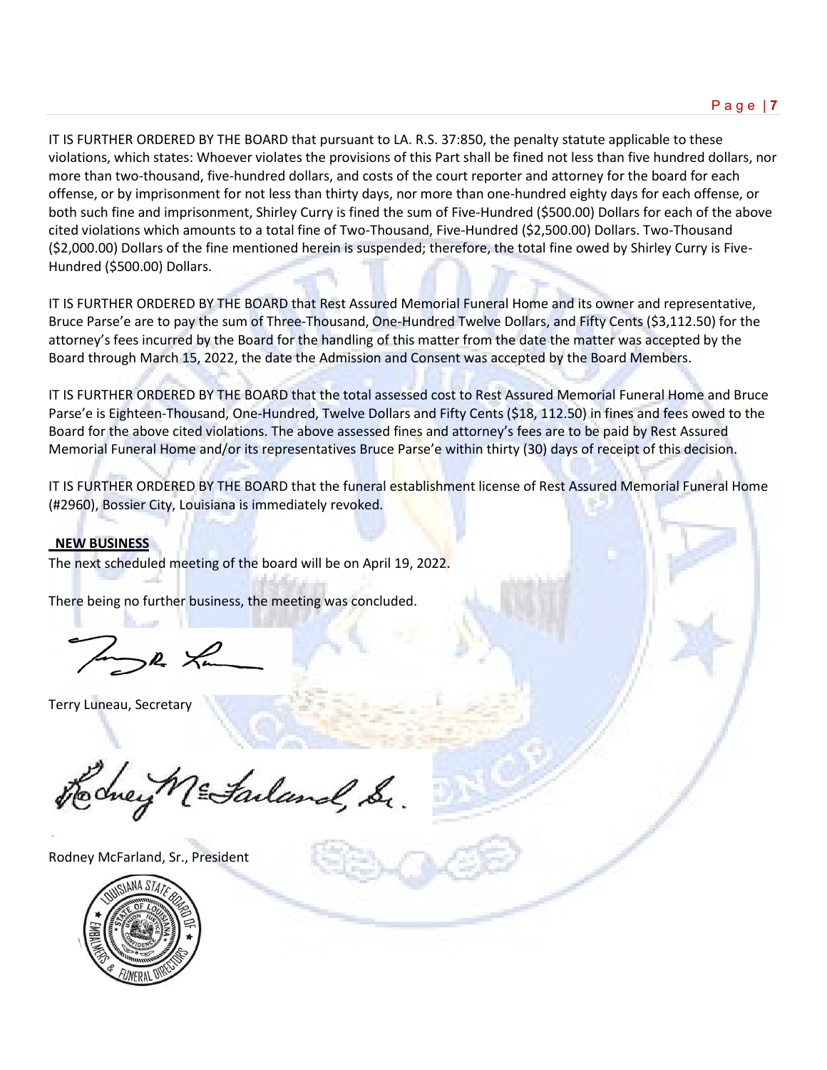IT IS FURTHER ORDERED BY THE BOARD that pursuant to LA. R.S. 37:850, the penalty statute applicable to these violations, which states: Whoever violates the provisions of this Part shall be fined not less than five hundred dollars, nor more than two-thousand, five-hundred dollars, and costs of the court reporter and attorney for the board for each offense, or by imprisonment for not less than thirty days, nor more than one-hundred eighty days for each offense, or both such fine and imprisonment, Shirley Curry is fined the sum of Five-Hundred ($500.00) Dollars for each of the above cited violations which amounts to a total fine of Two-Thousand, Five-Hundred ($2,500.00) Dollars. Two-Thousand ($2,000.00) Dollars of the fine mentioned herein is suspended; therefore, the total fine owed by Shirley Curry is Five-Hundred ($500.00) Dollars.

IT IS FURTHER ORDERED BY THE BOARD that Rest Assured Memorial Funeral Home and its owner and representative, Bruce Parse'e are to pay the sum of Three-Thousand, One-Hundred Twelve Dollars, and Fifty Cents ($3,112.50) for the attorney's fees incurred by the Board for the handling of this matter from the date the matter was accepted by the Board through March 15, 2022, the date the Admission and Consent was accepted by the Board Members.

IT IS FURTHER ORDERED BY THE BOARD that the total assessed cost to Rest Assured Memorial Funeral Home and Bruce Parse'e is Eighteen-Thousand, One-Hundred, Twelve Dollars and Fifty Cents ($18, 112.50) in fines and fees owed to the Board for the above cited violations. The above assessed fines and attorney's fees are to be paid by Rest Assured Memorial Funeral Home and/or its representatives Bruce Parse'e within thirty (30) days of receipt of this decision.

IT IS FURTHER ORDERED BY THE BOARD that the funeral establishment license of Rest Assured Memorial Funeral Home (#2960), Bossier City, Louisiana is immediately revoked.

**NEW BUSINESS**

The next scheduled meeting of the board will be on April 19, 2022.

There being no further business, the meeting was concluded.

Terry Luneau, Secretary

Rodney McFarland, Sr., President